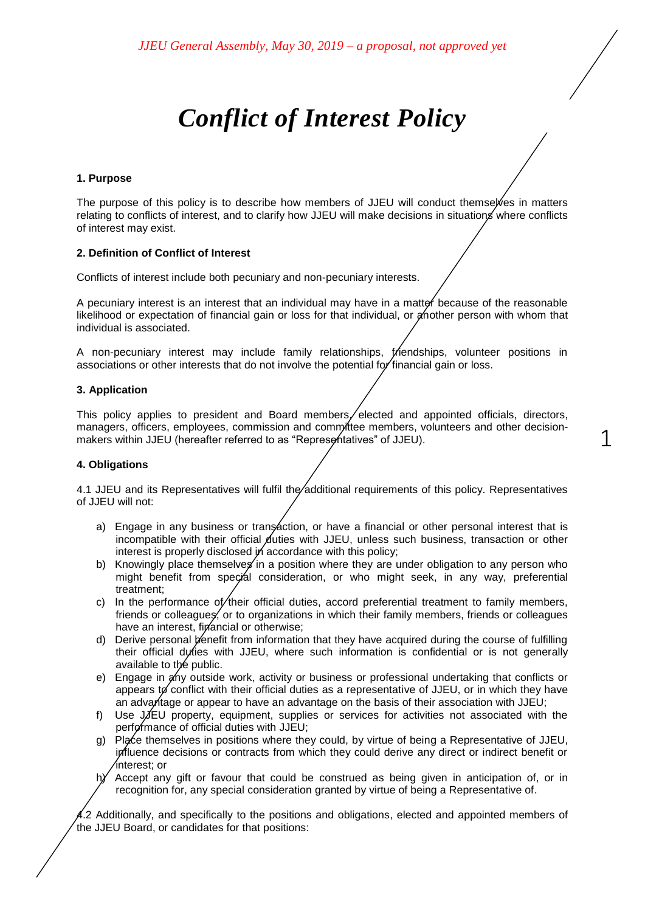*JJEU General Assembly, May 30, 2019 – a proposal, not approved yet*

# *Conflict of Interest Policy*

**1. Purpose**

The purpose of this policy is to describe how members of JJEU will conduct themselves in matters relating to conflicts of interest, and to clarify how JJEU will make decisions in situations where conflicts of interest may exist.

**2. Definition of Conflict of Interest**

Conflicts of interest include both pecuniary and non-pecuniary interests.

A pecuniary interest is an interest that an individual may have in a matter because of the reasonable likelihood or expectation of financial gain or loss for that individual, or another person with whom that individual is associated.

A non-pecuniary interest may include family relationships, friendships, volunteer positions in associations or other interests that do not involve the potential for financial gain or loss.

**3. Application**

This policy applies to president and Board members, elected and appointed officials, directors, managers, officers, employees, commission and committee members, volunteers and other decision-makers within JJEU (hereafter referred to as "Representatives" of JJEU).

**4. Obligations**

4.1 JJEU and its Representatives will fulfil the additional requirements of this policy. Representatives of JJEU will not:

a) Engage in any business or transaction, or have a financial or other personal interest that is incompatible with their official duties with JJEU, unless such business, transaction or other interest is properly disclosed in accordance with this policy;
b) Knowingly place themselves in a position where they are under obligation to any person who might benefit from special consideration, or who might seek, in any way, preferential treatment;
c) In the performance of their official duties, accord preferential treatment to family members, friends or colleagues, or to organizations in which their family members, friends or colleagues have an interest, financial or otherwise;
d) Derive personal benefit from information that they have acquired during the course of fulfilling their official duties with JJEU, where such information is confidential or is not generally available to the public.
e) Engage in any outside work, activity or business or professional undertaking that conflicts or appears to conflict with their official duties as a representative of JJEU, or in which they have an advantage or appear to have an advantage on the basis of their association with JJEU;
f) Use JJEU property, equipment, supplies or services for activities not associated with the performance of official duties with JJEU;
g) Place themselves in positions where they could, by virtue of being a Representative of JJEU, influence decisions or contracts from which they could derive any direct or indirect benefit or interest; or
h) Accept any gift or favour that could be construed as being given in anticipation of, or in recognition for, any special consideration granted by virtue of being a Representative of.

4.2 Additionally, and specifically to the positions and obligations, elected and appointed members of the JJEU Board, or candidates for that positions: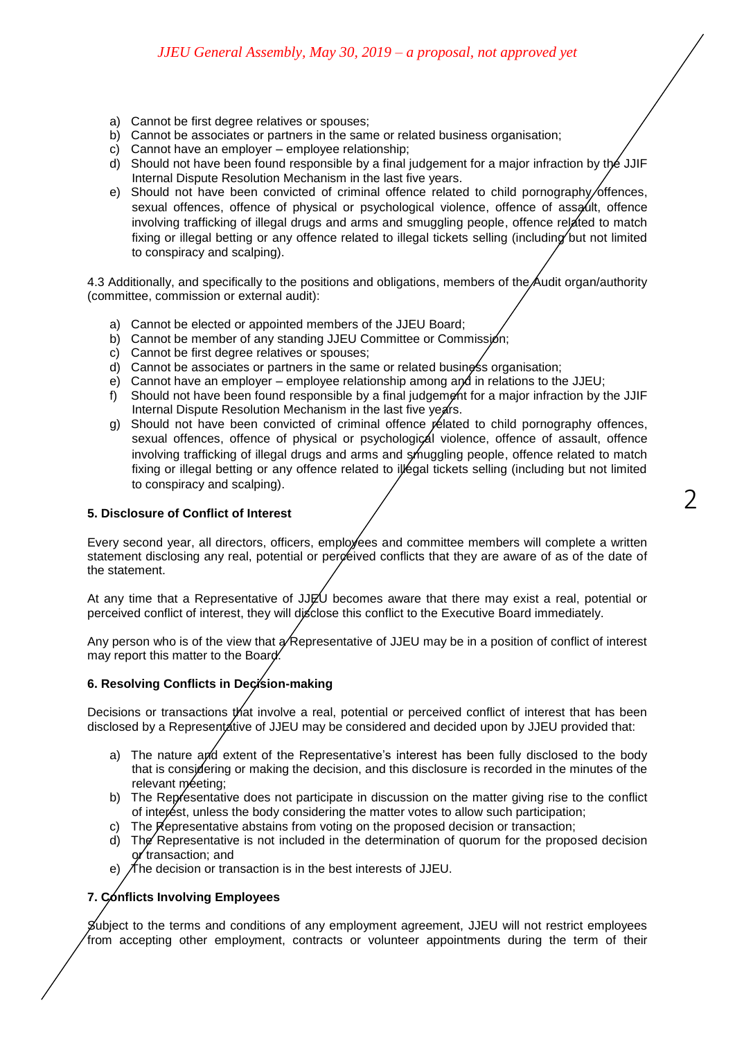a) Cannot be first degree relatives or spouses;
b) Cannot be associates or partners in the same or related business organisation;
c) Cannot have an employer – employee relationship;
d) Should not have been found responsible by a final judgement for a major infraction by the JJIF Internal Dispute Resolution Mechanism in the last five years.
e) Should not have been convicted of criminal offence related to child pornography offences, sexual offences, offence of physical or psychological violence, offence of assault, offence involving trafficking of illegal drugs and arms and smuggling people, offence related to match fixing or illegal betting or any offence related to illegal tickets selling (including but not limited to conspiracy and scalping).

4.3 Additionally, and specifically to the positions and obligations, members of the Audit organ/authority (committee, commission or external audit):

a) Cannot be elected or appointed members of the JJEU Board;
b) Cannot be member of any standing JJEU Committee or Commission;
c) Cannot be first degree relatives or spouses;
d) Cannot be associates or partners in the same or related business organisation;
e) Cannot have an employer – employee relationship among and in relations to the JJEU;
f) Should not have been found responsible by a final judgement for a major infraction by the JJIF Internal Dispute Resolution Mechanism in the last five years.
g) Should not have been convicted of criminal offence related to child pornography offences, sexual offences, offence of physical or psychological violence, offence of assault, offence involving trafficking of illegal drugs and arms and smuggling people, offence related to match fixing or illegal betting or any offence related to illegal tickets selling (including but not limited to conspiracy and scalping).

### 5. Disclosure of Conflict of Interest

Every second year, all directors, officers, employees and committee members will complete a written statement disclosing any real, potential or perceived conflicts that they are aware of as of the date of the statement.

At any time that a Representative of JJEU becomes aware that there may exist a real, potential or perceived conflict of interest, they will disclose this conflict to the Executive Board immediately.

Any person who is of the view that a Representative of JJEU may be in a position of conflict of interest may report this matter to the Board.

### 6. Resolving Conflicts in Decision-making

Decisions or transactions that involve a real, potential or perceived conflict of interest that has been disclosed by a Representative of JJEU may be considered and decided upon by JJEU provided that:

a) The nature and extent of the Representative's interest has been fully disclosed to the body that is considering or making the decision, and this disclosure is recorded in the minutes of the relevant meeting;
b) The Representative does not participate in discussion on the matter giving rise to the conflict of interest, unless the body considering the matter votes to allow such participation;
c) The Representative abstains from voting on the proposed decision or transaction;
d) The Representative is not included in the determination of quorum for the proposed decision or transaction; and
e) The decision or transaction is in the best interests of JJEU.

### 7. Conflicts Involving Employees

Subject to the terms and conditions of any employment agreement, JJEU will not restrict employees from accepting other employment, contracts or volunteer appointments during the term of their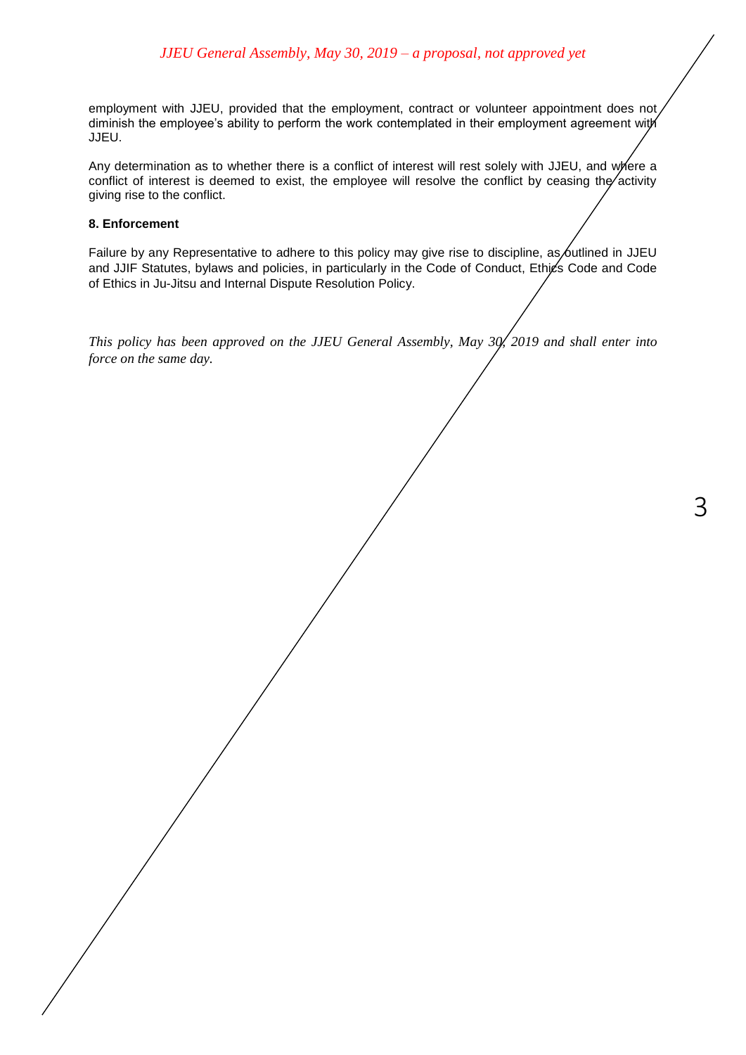employment with JJEU, provided that the employment, contract or volunteer appointment does not diminish the employee's ability to perform the work contemplated in their employment agreement with JJEU.

Any determination as to whether there is a conflict of interest will rest solely with JJEU, and where a conflict of interest is deemed to exist, the employee will resolve the conflict by ceasing the activity giving rise to the conflict.

**8. Enforcement**

Failure by any Representative to adhere to this policy may give rise to discipline, as outlined in JJEU and JJIF Statutes, bylaws and policies, in particularly in the Code of Conduct, Ethics Code and Code of Ethics in Ju-Jitsu and Internal Dispute Resolution Policy.

*This policy has been approved on the JJEU General Assembly, May 30, 2019 and shall enter into force on the same day.*